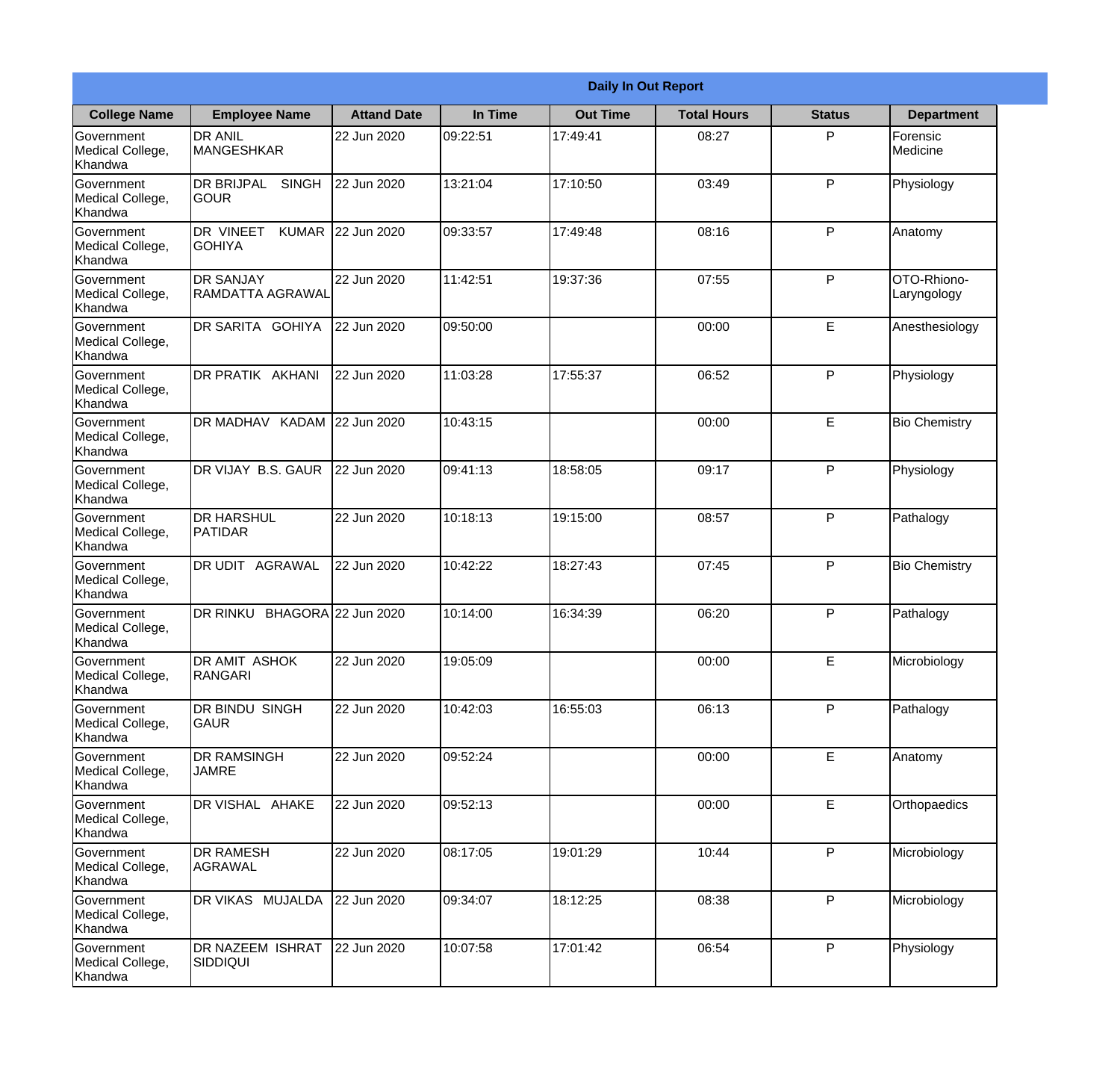# Daily In Out Report

| College Name | Employee Name | Attand Date | In Time | Out Time | Total Hours | Status | Department |
|---|---|---|---|---|---|---|---|
| Government Medical College, Khandwa | DR ANIL MANGESHKAR | 22 Jun 2020 | 09:22:51 | 17:49:41 | 08:27 | P | Forensic Medicine |
| Government Medical College, Khandwa | DR BRIJPAL SINGH GOUR | 22 Jun 2020 | 13:21:04 | 17:10:50 | 03:49 | P | Physiology |
| Government Medical College, Khandwa | DR VINEET KUMAR GOHIYA | 22 Jun 2020 | 09:33:57 | 17:49:48 | 08:16 | P | Anatomy |
| Government Medical College, Khandwa | DR SANJAY RAMDATTA AGRAWAL | 22 Jun 2020 | 11:42:51 | 19:37:36 | 07:55 | P | OTO-Rhiono-Laryngology |
| Government Medical College, Khandwa | DR SARITA GOHIYA | 22 Jun 2020 | 09:50:00 | | 00:00 | E | Anesthesiology |
| Government Medical College, Khandwa | DR PRATIK AKHANI | 22 Jun 2020 | 11:03:28 | 17:55:37 | 06:52 | P | Physiology |
| Government Medical College, Khandwa | DR MADHAV KADAM | 22 Jun 2020 | 10:43:15 | | 00:00 | E | Bio Chemistry |
| Government Medical College, Khandwa | DR VIJAY B.S. GAUR | 22 Jun 2020 | 09:41:13 | 18:58:05 | 09:17 | P | Physiology |
| Government Medical College, Khandwa | DR HARSHUL PATIDAR | 22 Jun 2020 | 10:18:13 | 19:15:00 | 08:57 | P | Pathalogy |
| Government Medical College, Khandwa | DR UDIT AGRAWAL | 22 Jun 2020 | 10:42:22 | 18:27:43 | 07:45 | P | Bio Chemistry |
| Government Medical College, Khandwa | DR RINKU BHAGORA | 22 Jun 2020 | 10:14:00 | 16:34:39 | 06:20 | P | Pathalogy |
| Government Medical College, Khandwa | DR AMIT ASHOK RANGARI | 22 Jun 2020 | 19:05:09 | | 00:00 | E | Microbiology |
| Government Medical College, Khandwa | DR BINDU SINGH GAUR | 22 Jun 2020 | 10:42:03 | 16:55:03 | 06:13 | P | Pathalogy |
| Government Medical College, Khandwa | DR RAMSINGH JAMRE | 22 Jun 2020 | 09:52:24 | | 00:00 | E | Anatomy |
| Government Medical College, Khandwa | DR VISHAL AHAKE | 22 Jun 2020 | 09:52:13 | | 00:00 | E | Orthopaedics |
| Government Medical College, Khandwa | DR RAMESH AGRAWAL | 22 Jun 2020 | 08:17:05 | 19:01:29 | 10:44 | P | Microbiology |
| Government Medical College, Khandwa | DR VIKAS MUJALDA | 22 Jun 2020 | 09:34:07 | 18:12:25 | 08:38 | P | Microbiology |
| Government Medical College, Khandwa | DR NAZEEM ISHRAT SIDDIQUI | 22 Jun 2020 | 10:07:58 | 17:01:42 | 06:54 | P | Physiology |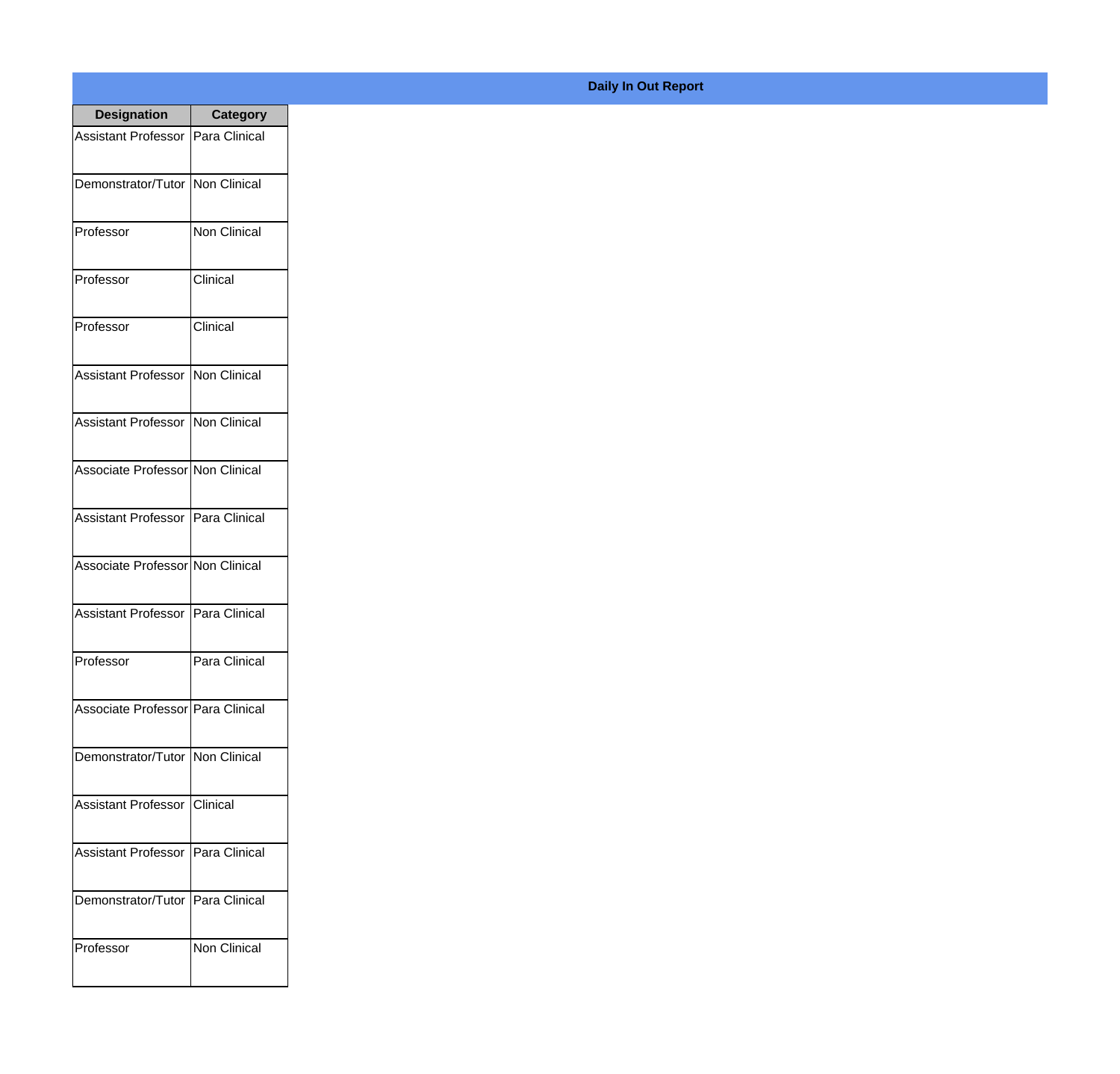**Daily In Out Report**

| Designation | Category |
|---|---|
| Assistant Professor | Para Clinical |
| Demonstrator/Tutor | Non Clinical |
| Professor | Non Clinical |
| Professor | Clinical |
| Professor | Clinical |
| Assistant Professor | Non Clinical |
| Assistant Professor | Non Clinical |
| Associate Professor | Non Clinical |
| Assistant Professor | Para Clinical |
| Associate Professor | Non Clinical |
| Assistant Professor | Para Clinical |
| Professor | Para Clinical |
| Associate Professor | Para Clinical |
| Demonstrator/Tutor | Non Clinical |
| Assistant Professor | Clinical |
| Assistant Professor | Para Clinical |
| Demonstrator/Tutor | Para Clinical |
| Professor | Non Clinical |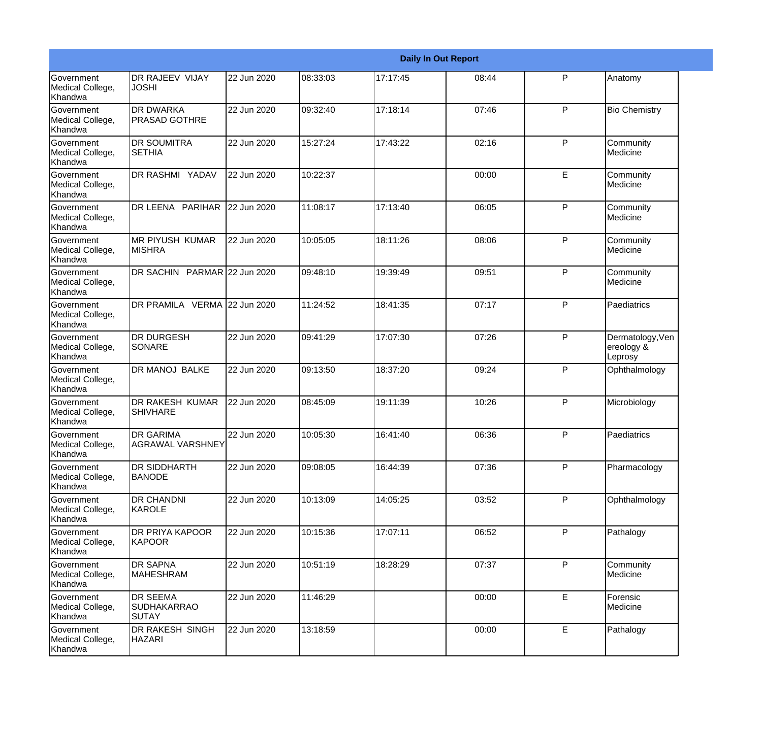| Daily In Out Report | | | | | | | |
|---|---|---|---|---|---|---|---|
| Government Medical College, Khandwa | DR RAJEEV VIJAY JOSHI | 22 Jun 2020 | 08:33:03 | 17:17:45 | 08:44 | P | Anatomy |
| Government Medical College, Khandwa | DR DWARKA PRASAD GOTHRE | 22 Jun 2020 | 09:32:40 | 17:18:14 | 07:46 | P | Bio Chemistry |
| Government Medical College, Khandwa | DR SOUMITRA SETHIA | 22 Jun 2020 | 15:27:24 | 17:43:22 | 02:16 | P | Community Medicine |
| Government Medical College, Khandwa | DR RASHMI YADAV | 22 Jun 2020 | 10:22:37 | | 00:00 | E | Community Medicine |
| Government Medical College, Khandwa | DR LEENA PARIHAR | 22 Jun 2020 | 11:08:17 | 17:13:40 | 06:05 | P | Community Medicine |
| Government Medical College, Khandwa | MR PIYUSH KUMAR MISHRA | 22 Jun 2020 | 10:05:05 | 18:11:26 | 08:06 | P | Community Medicine |
| Government Medical College, Khandwa | DR SACHIN PARMAR | 22 Jun 2020 | 09:48:10 | 19:39:49 | 09:51 | P | Community Medicine |
| Government Medical College, Khandwa | DR PRAMILA VERMA | 22 Jun 2020 | 11:24:52 | 18:41:35 | 07:17 | P | Paediatrics |
| Government Medical College, Khandwa | DR DURGESH SONARE | 22 Jun 2020 | 09:41:29 | 17:07:30 | 07:26 | P | Dermatology,Venereology & Leprosy |
| Government Medical College, Khandwa | DR MANOJ BALKE | 22 Jun 2020 | 09:13:50 | 18:37:20 | 09:24 | P | Ophthalmology |
| Government Medical College, Khandwa | DR RAKESH KUMAR SHIVHARE | 22 Jun 2020 | 08:45:09 | 19:11:39 | 10:26 | P | Microbiology |
| Government Medical College, Khandwa | DR GARIMA AGRAWAL VARSHNEY | 22 Jun 2020 | 10:05:30 | 16:41:40 | 06:36 | P | Paediatrics |
| Government Medical College, Khandwa | DR SIDDHARTH BANODE | 22 Jun 2020 | 09:08:05 | 16:44:39 | 07:36 | P | Pharmacology |
| Government Medical College, Khandwa | DR CHANDNI KAROLE | 22 Jun 2020 | 10:13:09 | 14:05:25 | 03:52 | P | Ophthalmology |
| Government Medical College, Khandwa | DR PRIYA KAPOOR KAPOOR | 22 Jun 2020 | 10:15:36 | 17:07:11 | 06:52 | P | Pathalogy |
| Government Medical College, Khandwa | DR SAPNA MAHESHRAM | 22 Jun 2020 | 10:51:19 | 18:28:29 | 07:37 | P | Community Medicine |
| Government Medical College, Khandwa | DR SEEMA SUDHAKARRAO SUTAY | 22 Jun 2020 | 11:46:29 | | 00:00 | E | Forensic Medicine |
| Government Medical College, Khandwa | DR RAKESH SINGH HAZARI | 22 Jun 2020 | 13:18:59 | | 00:00 | E | Pathalogy |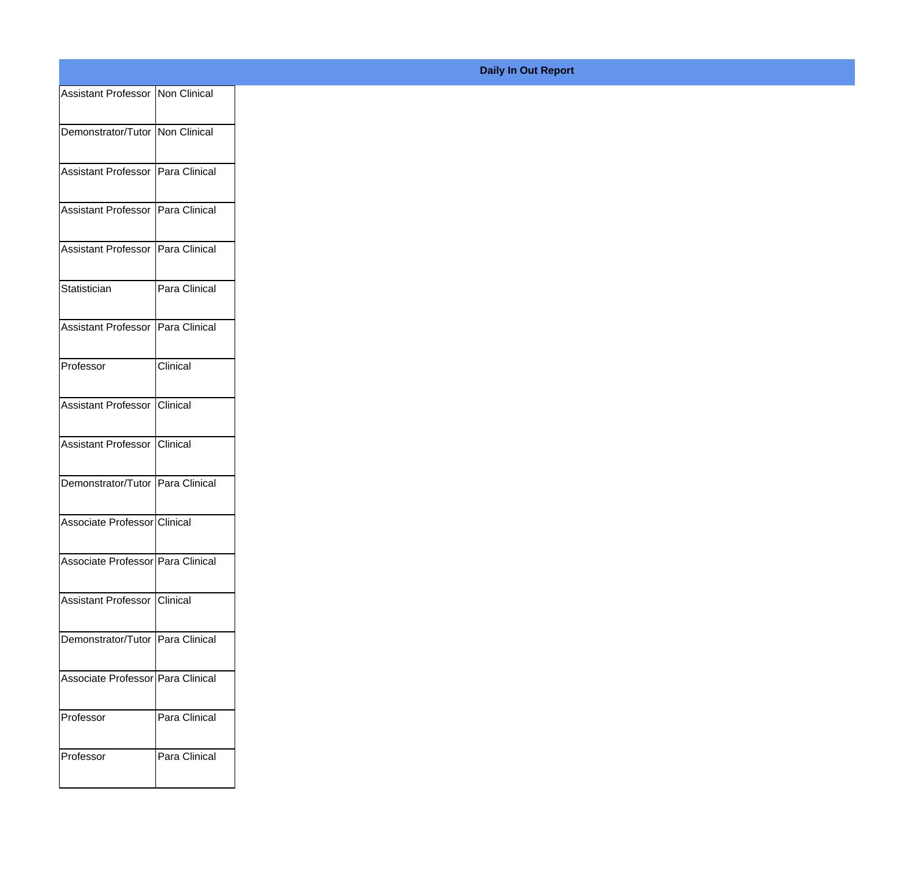**Daily In Out Report**

| | |
|---|---|
| Assistant Professor | Non Clinical |
| Demonstrator/Tutor | Non Clinical |
| Assistant Professor | Para Clinical |
| Assistant Professor | Para Clinical |
| Assistant Professor | Para Clinical |
| Statistician | Para Clinical |
| Assistant Professor | Para Clinical |
| Professor | Clinical |
| Assistant Professor | Clinical |
| Assistant Professor | Clinical |
| Demonstrator/Tutor | Para Clinical |
| Associate Professor | Clinical |
| Associate Professor | Para Clinical |
| Assistant Professor | Clinical |
| Demonstrator/Tutor | Para Clinical |
| Associate Professor | Para Clinical |
| Professor | Para Clinical |
| Professor | Para Clinical |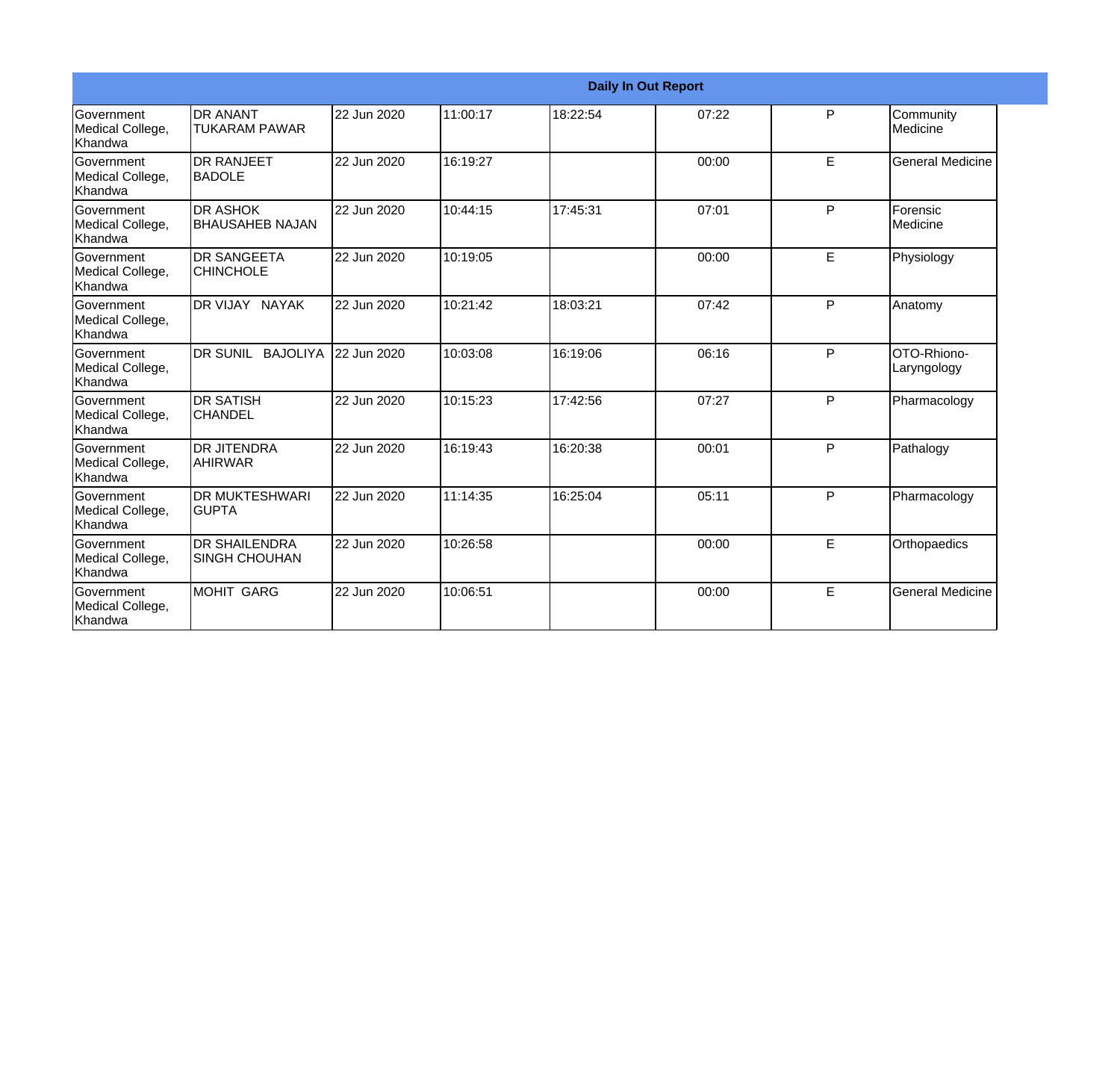| Daily In Out Report | | | | | | | |
|---|---|---|---|---|---|---|---|
| Government Medical College, Khandwa | DR ANANT TUKARAM PAWAR | 22 Jun 2020 | 11:00:17 | 18:22:54 | 07:22 | P | Community Medicine |
| Government Medical College, Khandwa | DR RANJEET BADOLE | 22 Jun 2020 | 16:19:27 | | 00:00 | E | General Medicine |
| Government Medical College, Khandwa | DR ASHOK BHAUSAHEB NAJAN | 22 Jun 2020 | 10:44:15 | 17:45:31 | 07:01 | P | Forensic Medicine |
| Government Medical College, Khandwa | DR SANGEETA CHINCHOLE | 22 Jun 2020 | 10:19:05 | | 00:00 | E | Physiology |
| Government Medical College, Khandwa | DR VIJAY NAYAK | 22 Jun 2020 | 10:21:42 | 18:03:21 | 07:42 | P | Anatomy |
| Government Medical College, Khandwa | DR SUNIL BAJOLIYA | 22 Jun 2020 | 10:03:08 | 16:19:06 | 06:16 | P | OTO-Rhiono-Laryngology |
| Government Medical College, Khandwa | DR SATISH CHANDEL | 22 Jun 2020 | 10:15:23 | 17:42:56 | 07:27 | P | Pharmacology |
| Government Medical College, Khandwa | DR JITENDRA AHIRWAR | 22 Jun 2020 | 16:19:43 | 16:20:38 | 00:01 | P | Pathalogy |
| Government Medical College, Khandwa | DR MUKTESHWARI GUPTA | 22 Jun 2020 | 11:14:35 | 16:25:04 | 05:11 | P | Pharmacology |
| Government Medical College, Khandwa | DR SHAILENDRA SINGH CHOUHAN | 22 Jun 2020 | 10:26:58 | | 00:00 | E | Orthopaedics |
| Government Medical College, Khandwa | MOHIT GARG | 22 Jun 2020 | 10:06:51 | | 00:00 | E | General Medicine |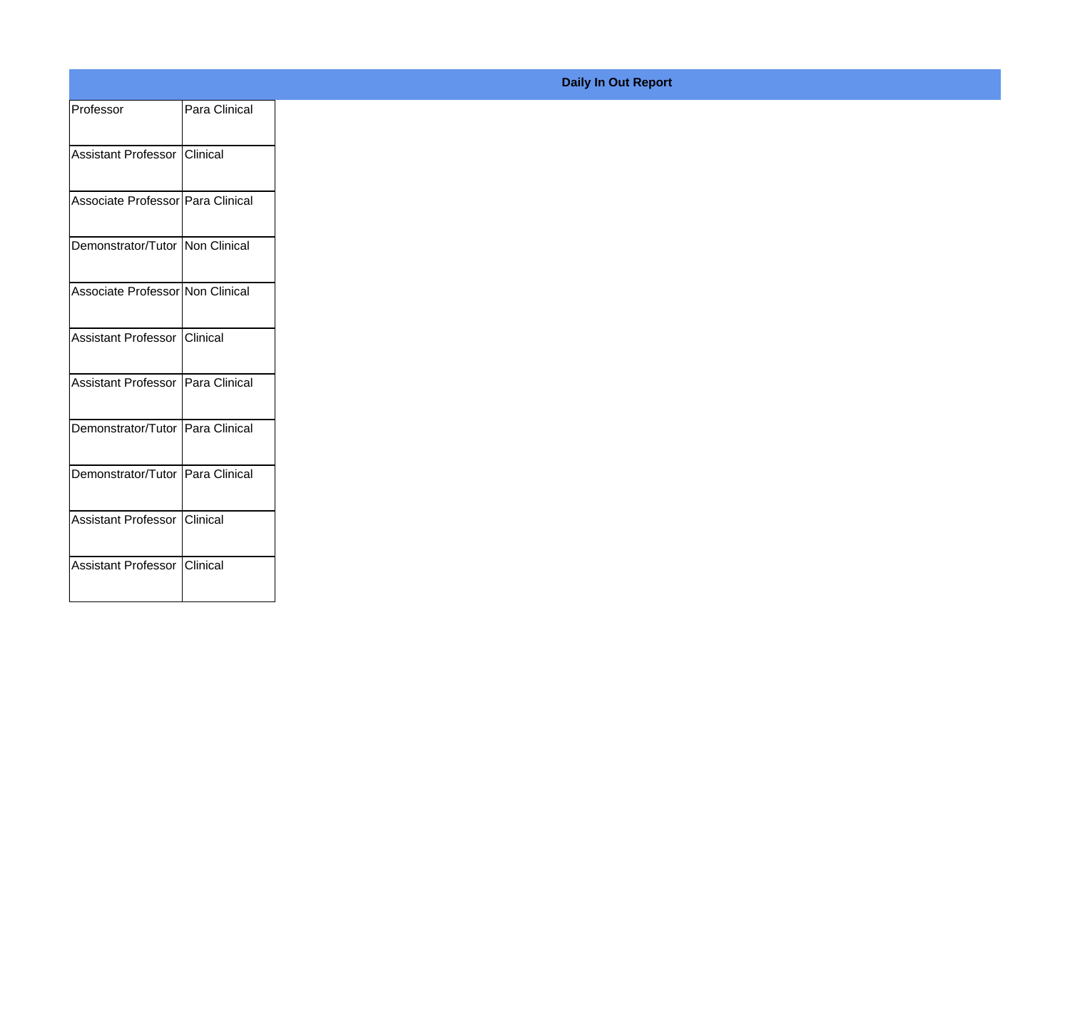**Daily In Out Report**

| | |
|---|---|
| Professor | Para Clinical |
| Assistant Professor | Clinical |
| Associate Professor | Para Clinical |
| Demonstrator/Tutor | Non Clinical |
| Associate Professor | Non Clinical |
| Assistant Professor | Clinical |
| Assistant Professor | Para Clinical |
| Demonstrator/Tutor | Para Clinical |
| Demonstrator/Tutor | Para Clinical |
| Assistant Professor | Clinical |
| Assistant Professor | Clinical |